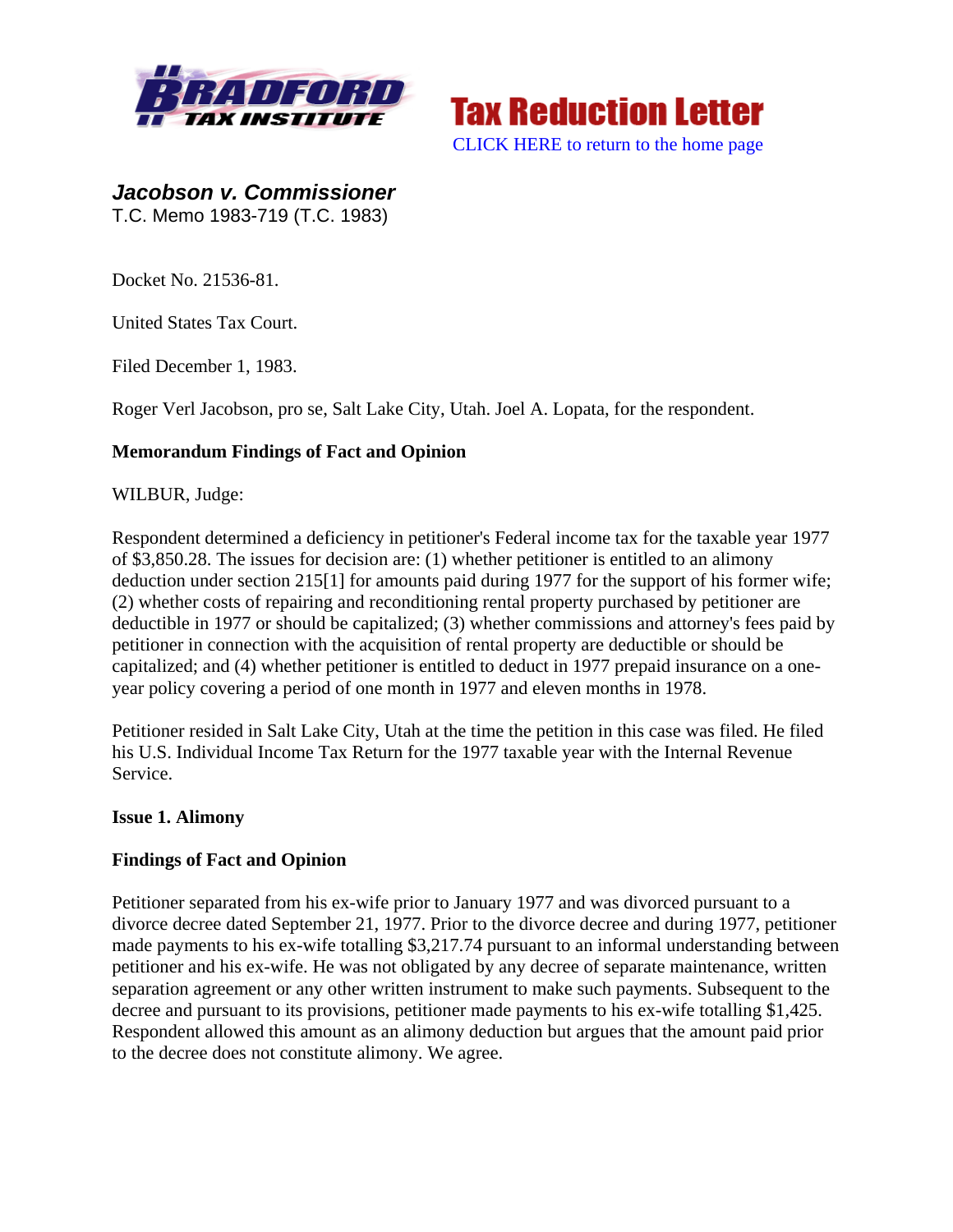Tax Reduction Letter

CLICK HERE to return to the home page

## *Jacobson v. Commissioner*

T.C. Memo 1983-719 (T.C. 1983)

Docket No. 21536-81.

United States Tax Court.

Filed December 1, 1983.

Roger Verl Jacobson, pro se, Salt Lake City, Utah. Joel A. Lopata, for the respondent.

**Memorandum Findings of Fact and Opinion**

WILBUR, Judge:

Respondent determined a deficiency in petitioner's Federal income tax for the taxable year 1977 of $3,850.28. The issues for decision are: (1) whether petitioner is entitled to an alimony deduction under section 215[1] for amounts paid during 1977 for the support of his former wife; (2) whether costs of repairing and reconditioning rental property purchased by petitioner are deductible in 1977 or should be capitalized; (3) whether commissions and attorney's fees paid by petitioner in connection with the acquisition of rental property are deductible or should be capitalized; and (4) whether petitioner is entitled to deduct in 1977 prepaid insurance on a one-year policy covering a period of one month in 1977 and eleven months in 1978.

Petitioner resided in Salt Lake City, Utah at the time the petition in this case was filed. He filed his U.S. Individual Income Tax Return for the 1977 taxable year with the Internal Revenue Service.

**Issue 1. Alimony**

**Findings of Fact and Opinion**

Petitioner separated from his ex-wife prior to January 1977 and was divorced pursuant to a divorce decree dated September 21, 1977. Prior to the divorce decree and during 1977, petitioner made payments to his ex-wife totalling $3,217.74 pursuant to an informal understanding between petitioner and his ex-wife. He was not obligated by any decree of separate maintenance, written separation agreement or any other written instrument to make such payments. Subsequent to the decree and pursuant to its provisions, petitioner made payments to his ex-wife totalling $1,425. Respondent allowed this amount as an alimony deduction but argues that the amount paid prior to the decree does not constitute alimony. We agree.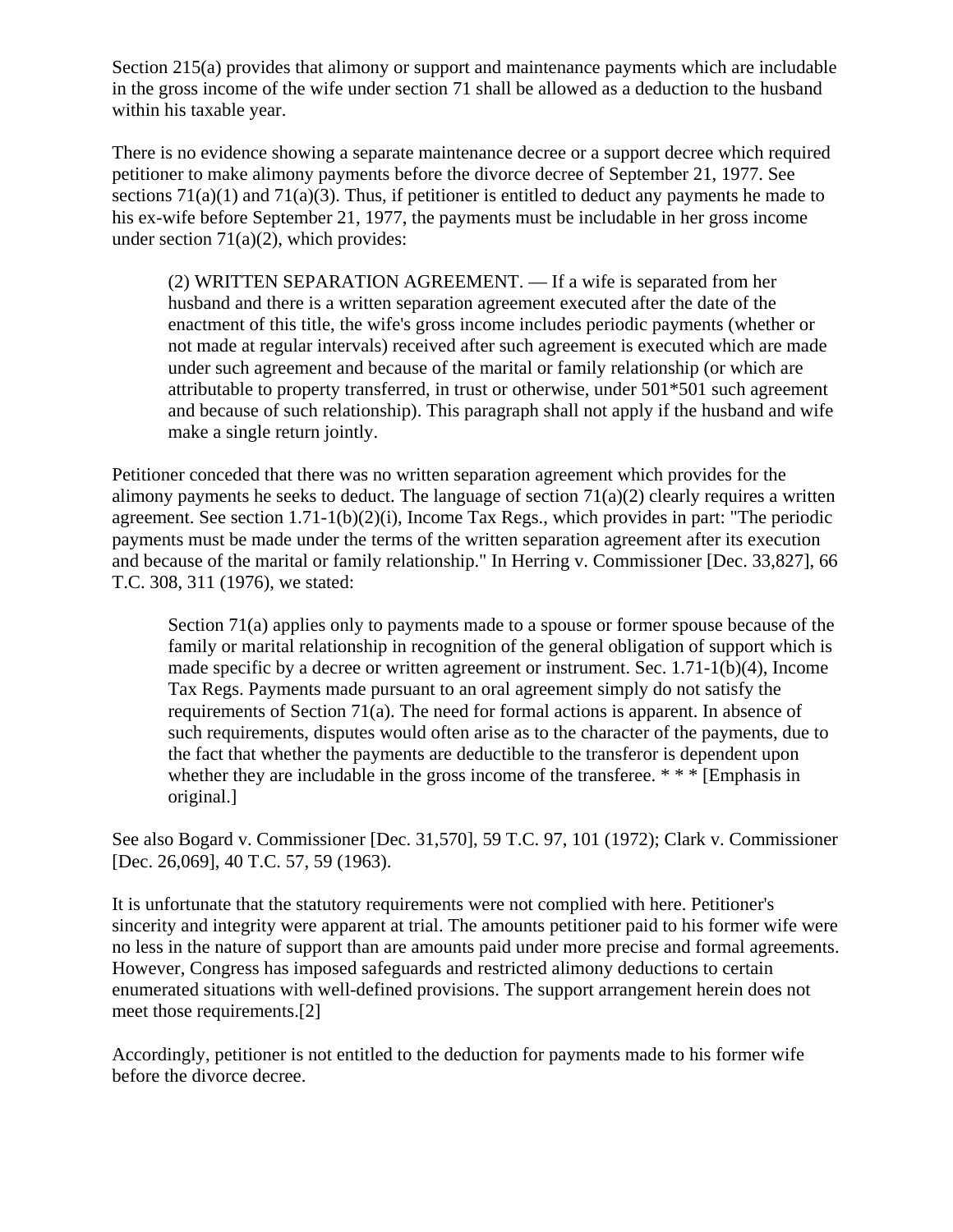Section 215(a) provides that alimony or support and maintenance payments which are includable in the gross income of the wife under section 71 shall be allowed as a deduction to the husband within his taxable year.

There is no evidence showing a separate maintenance decree or a support decree which required petitioner to make alimony payments before the divorce decree of September 21, 1977. See sections 71(a)(1) and 71(a)(3). Thus, if petitioner is entitled to deduct any payments he made to his ex-wife before September 21, 1977, the payments must be includable in her gross income under section 71(a)(2), which provides:

> (2) WRITTEN SEPARATION AGREEMENT. — If a wife is separated from her husband and there is a written separation agreement executed after the date of the enactment of this title, the wife's gross income includes periodic payments (whether or not made at regular intervals) received after such agreement is executed which are made under such agreement and because of the marital or family relationship (or which are attributable to property transferred, in trust or otherwise, under 501*501 such agreement and because of such relationship). This paragraph shall not apply if the husband and wife make a single return jointly.

Petitioner conceded that there was no written separation agreement which provides for the alimony payments he seeks to deduct. The language of section 71(a)(2) clearly requires a written agreement. See section 1.71-1(b)(2)(i), Income Tax Regs., which provides in part: "The periodic payments must be made under the terms of the written separation agreement after its execution and because of the marital or family relationship." In Herring v. Commissioner [Dec. 33,827], 66 T.C. 308, 311 (1976), we stated:

> Section 71(a) applies only to payments made to a spouse or former spouse because of the family or marital relationship in recognition of the general obligation of support which is made specific by a decree or written agreement or instrument. Sec. 1.71-1(b)(4), Income Tax Regs. Payments made pursuant to an oral agreement simply do not satisfy the requirements of Section 71(a). The need for formal actions is apparent. In absence of such requirements, disputes would often arise as to the character of the payments, due to the fact that whether the payments are deductible to the transferor is dependent upon whether they are includable in the gross income of the transferee. * * * [Emphasis in original.]

See also Bogard v. Commissioner [Dec. 31,570], 59 T.C. 97, 101 (1972); Clark v. Commissioner [Dec. 26,069], 40 T.C. 57, 59 (1963).

It is unfortunate that the statutory requirements were not complied with here. Petitioner's sincerity and integrity were apparent at trial. The amounts petitioner paid to his former wife were no less in the nature of support than are amounts paid under more precise and formal agreements. However, Congress has imposed safeguards and restricted alimony deductions to certain enumerated situations with well-defined provisions. The support arrangement herein does not meet those requirements.[2]

Accordingly, petitioner is not entitled to the deduction for payments made to his former wife before the divorce decree.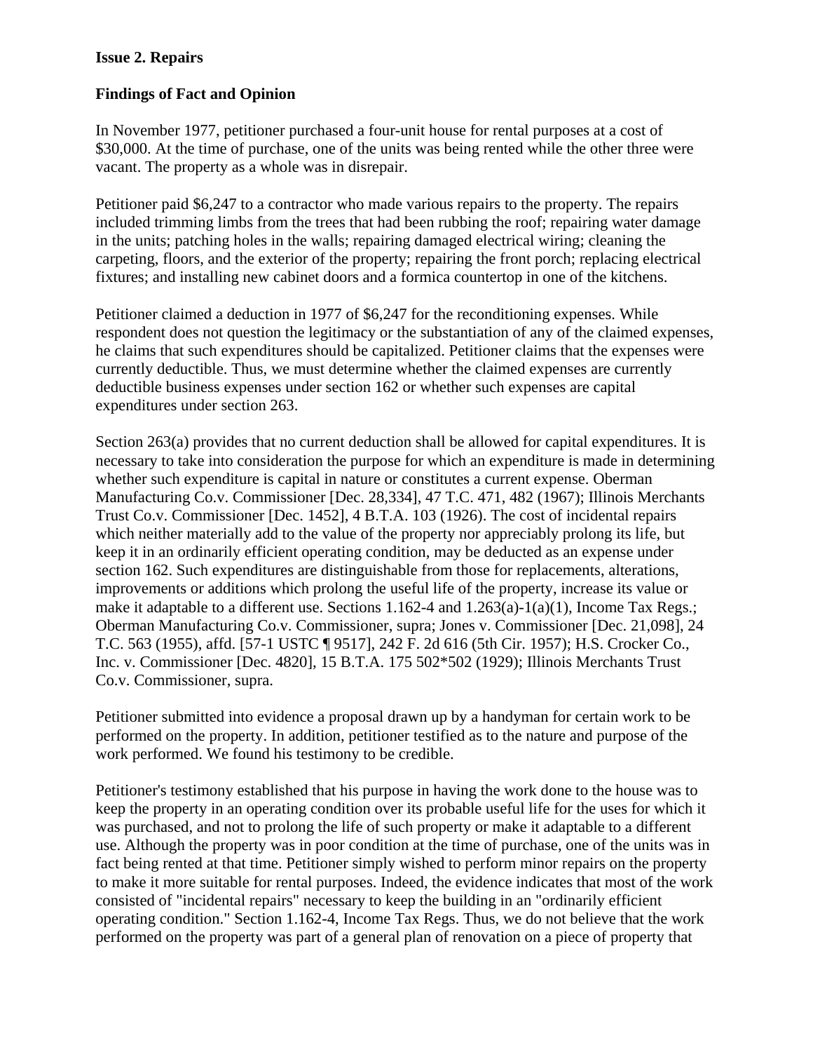**Issue 2. Repairs**

**Findings of Fact and Opinion**

In November 1977, petitioner purchased a four-unit house for rental purposes at a cost of $30,000. At the time of purchase, one of the units was being rented while the other three were vacant. The property as a whole was in disrepair.

Petitioner paid $6,247 to a contractor who made various repairs to the property. The repairs included trimming limbs from the trees that had been rubbing the roof; repairing water damage in the units; patching holes in the walls; repairing damaged electrical wiring; cleaning the carpeting, floors, and the exterior of the property; repairing the front porch; replacing electrical fixtures; and installing new cabinet doors and a formica countertop in one of the kitchens.

Petitioner claimed a deduction in 1977 of $6,247 for the reconditioning expenses. While respondent does not question the legitimacy or the substantiation of any of the claimed expenses, he claims that such expenditures should be capitalized. Petitioner claims that the expenses were currently deductible. Thus, we must determine whether the claimed expenses are currently deductible business expenses under section 162 or whether such expenses are capital expenditures under section 263.

Section 263(a) provides that no current deduction shall be allowed for capital expenditures. It is necessary to take into consideration the purpose for which an expenditure is made in determining whether such expenditure is capital in nature or constitutes a current expense. Oberman Manufacturing Co.v. Commissioner [Dec. 28,334], 47 T.C. 471, 482 (1967); Illinois Merchants Trust Co.v. Commissioner [Dec. 1452], 4 B.T.A. 103 (1926). The cost of incidental repairs which neither materially add to the value of the property nor appreciably prolong its life, but keep it in an ordinarily efficient operating condition, may be deducted as an expense under section 162. Such expenditures are distinguishable from those for replacements, alterations, improvements or additions which prolong the useful life of the property, increase its value or make it adaptable to a different use. Sections 1.162-4 and 1.263(a)-1(a)(1), Income Tax Regs.; Oberman Manufacturing Co.v. Commissioner, supra; Jones v. Commissioner [Dec. 21,098], 24 T.C. 563 (1955), affd. [57-1 USTC ¶ 9517], 242 F. 2d 616 (5th Cir. 1957); H.S. Crocker Co., Inc. v. Commissioner [Dec. 4820], 15 B.T.A. 175 502*502 (1929); Illinois Merchants Trust Co.v. Commissioner, supra.

Petitioner submitted into evidence a proposal drawn up by a handyman for certain work to be performed on the property. In addition, petitioner testified as to the nature and purpose of the work performed. We found his testimony to be credible.

Petitioner's testimony established that his purpose in having the work done to the house was to keep the property in an operating condition over its probable useful life for the uses for which it was purchased, and not to prolong the life of such property or make it adaptable to a different use. Although the property was in poor condition at the time of purchase, one of the units was in fact being rented at that time. Petitioner simply wished to perform minor repairs on the property to make it more suitable for rental purposes. Indeed, the evidence indicates that most of the work consisted of "incidental repairs" necessary to keep the building in an "ordinarily efficient operating condition." Section 1.162-4, Income Tax Regs. Thus, we do not believe that the work performed on the property was part of a general plan of renovation on a piece of property that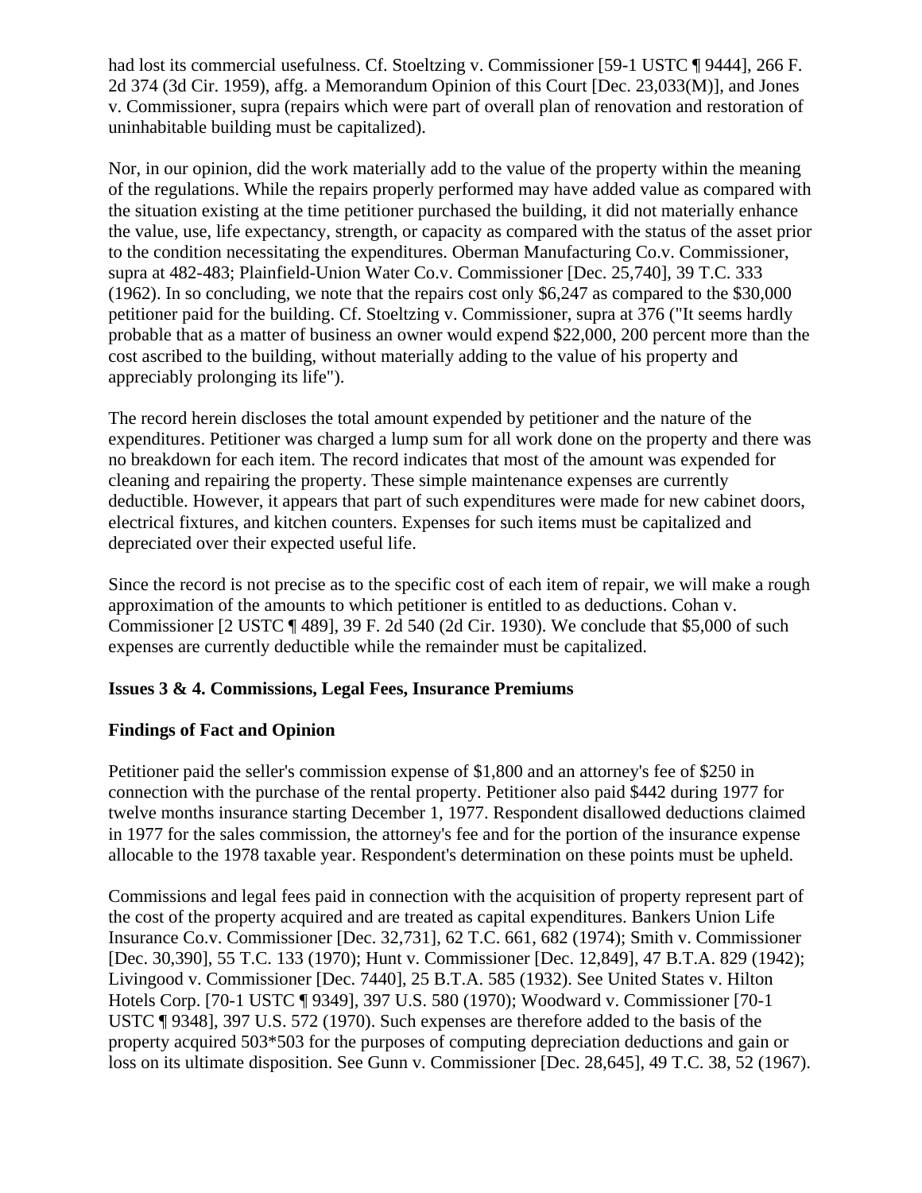had lost its commercial usefulness. Cf. Stoeltzing v. Commissioner [59-1 USTC ¶ 9444], 266 F. 2d 374 (3d Cir. 1959), affg. a Memorandum Opinion of this Court [Dec. 23,033(M)], and Jones v. Commissioner, supra (repairs which were part of overall plan of renovation and restoration of uninhabitable building must be capitalized).

Nor, in our opinion, did the work materially add to the value of the property within the meaning of the regulations. While the repairs properly performed may have added value as compared with the situation existing at the time petitioner purchased the building, it did not materially enhance the value, use, life expectancy, strength, or capacity as compared with the status of the asset prior to the condition necessitating the expenditures. Oberman Manufacturing Co.v. Commissioner, supra at 482-483; Plainfield-Union Water Co.v. Commissioner [Dec. 25,740], 39 T.C. 333 (1962). In so concluding, we note that the repairs cost only $6,247 as compared to the $30,000 petitioner paid for the building. Cf. Stoeltzing v. Commissioner, supra at 376 ("It seems hardly probable that as a matter of business an owner would expend $22,000, 200 percent more than the cost ascribed to the building, without materially adding to the value of his property and appreciably prolonging its life").

The record herein discloses the total amount expended by petitioner and the nature of the expenditures. Petitioner was charged a lump sum for all work done on the property and there was no breakdown for each item. The record indicates that most of the amount was expended for cleaning and repairing the property. These simple maintenance expenses are currently deductible. However, it appears that part of such expenditures were made for new cabinet doors, electrical fixtures, and kitchen counters. Expenses for such items must be capitalized and depreciated over their expected useful life.

Since the record is not precise as to the specific cost of each item of repair, we will make a rough approximation of the amounts to which petitioner is entitled to as deductions. Cohan v. Commissioner [2 USTC ¶ 489], 39 F. 2d 540 (2d Cir. 1930). We conclude that $5,000 of such expenses are currently deductible while the remainder must be capitalized.

**Issues 3 & 4. Commissions, Legal Fees, Insurance Premiums**

**Findings of Fact and Opinion**

Petitioner paid the seller's commission expense of $1,800 and an attorney's fee of $250 in connection with the purchase of the rental property. Petitioner also paid $442 during 1977 for twelve months insurance starting December 1, 1977. Respondent disallowed deductions claimed in 1977 for the sales commission, the attorney's fee and for the portion of the insurance expense allocable to the 1978 taxable year. Respondent's determination on these points must be upheld.

Commissions and legal fees paid in connection with the acquisition of property represent part of the cost of the property acquired and are treated as capital expenditures. Bankers Union Life Insurance Co.v. Commissioner [Dec. 32,731], 62 T.C. 661, 682 (1974); Smith v. Commissioner [Dec. 30,390], 55 T.C. 133 (1970); Hunt v. Commissioner [Dec. 12,849], 47 B.T.A. 829 (1942); Livingood v. Commissioner [Dec. 7440], 25 B.T.A. 585 (1932). See United States v. Hilton Hotels Corp. [70-1 USTC ¶ 9349], 397 U.S. 580 (1970); Woodward v. Commissioner [70-1 USTC ¶ 9348], 397 U.S. 572 (1970). Such expenses are therefore added to the basis of the property acquired 503*503 for the purposes of computing depreciation deductions and gain or loss on its ultimate disposition. See Gunn v. Commissioner [Dec. 28,645], 49 T.C. 38, 52 (1967).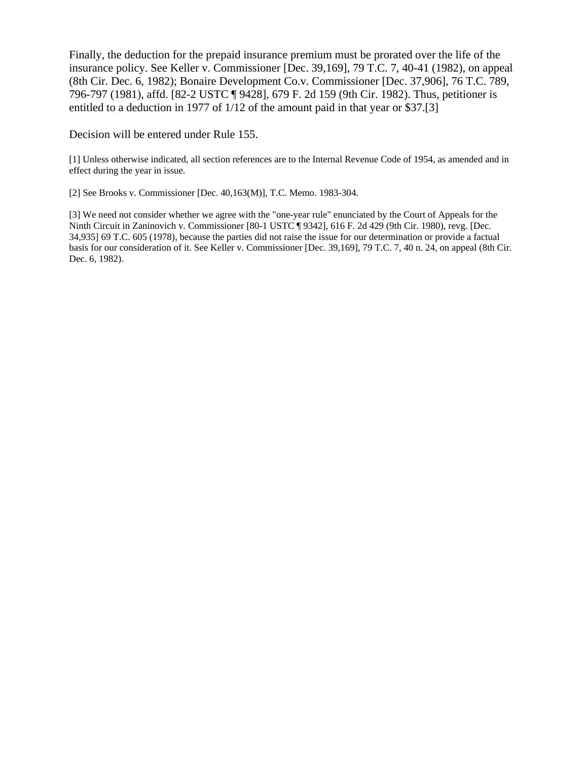Finally, the deduction for the prepaid insurance premium must be prorated over the life of the insurance policy. See Keller v. Commissioner [Dec. 39,169], 79 T.C. 7, 40-41 (1982), on appeal (8th Cir. Dec. 6, 1982); Bonaire Development Co.v. Commissioner [Dec. 37,906], 76 T.C. 789, 796-797 (1981), affd. [82-2 USTC ¶ 9428], 679 F. 2d 159 (9th Cir. 1982). Thus, petitioner is entitled to a deduction in 1977 of 1/12 of the amount paid in that year or $37.[3]

Decision will be entered under Rule 155.

[1] Unless otherwise indicated, all section references are to the Internal Revenue Code of 1954, as amended and in effect during the year in issue.

[2] See Brooks v. Commissioner [Dec. 40,163(M)], T.C. Memo. 1983-304.

[3] We need not consider whether we agree with the "one-year rule" enunciated by the Court of Appeals for the Ninth Circuit in Zaninovich v. Commissioner [80-1 USTC ¶ 9342], 616 F. 2d 429 (9th Cir. 1980), revg. [Dec. 34,935] 69 T.C. 605 (1978), because the parties did not raise the issue for our determination or provide a factual basis for our consideration of it. See Keller v. Commissioner [Dec. 39,169], 79 T.C. 7, 40 n. 24, on appeal (8th Cir. Dec. 6, 1982).